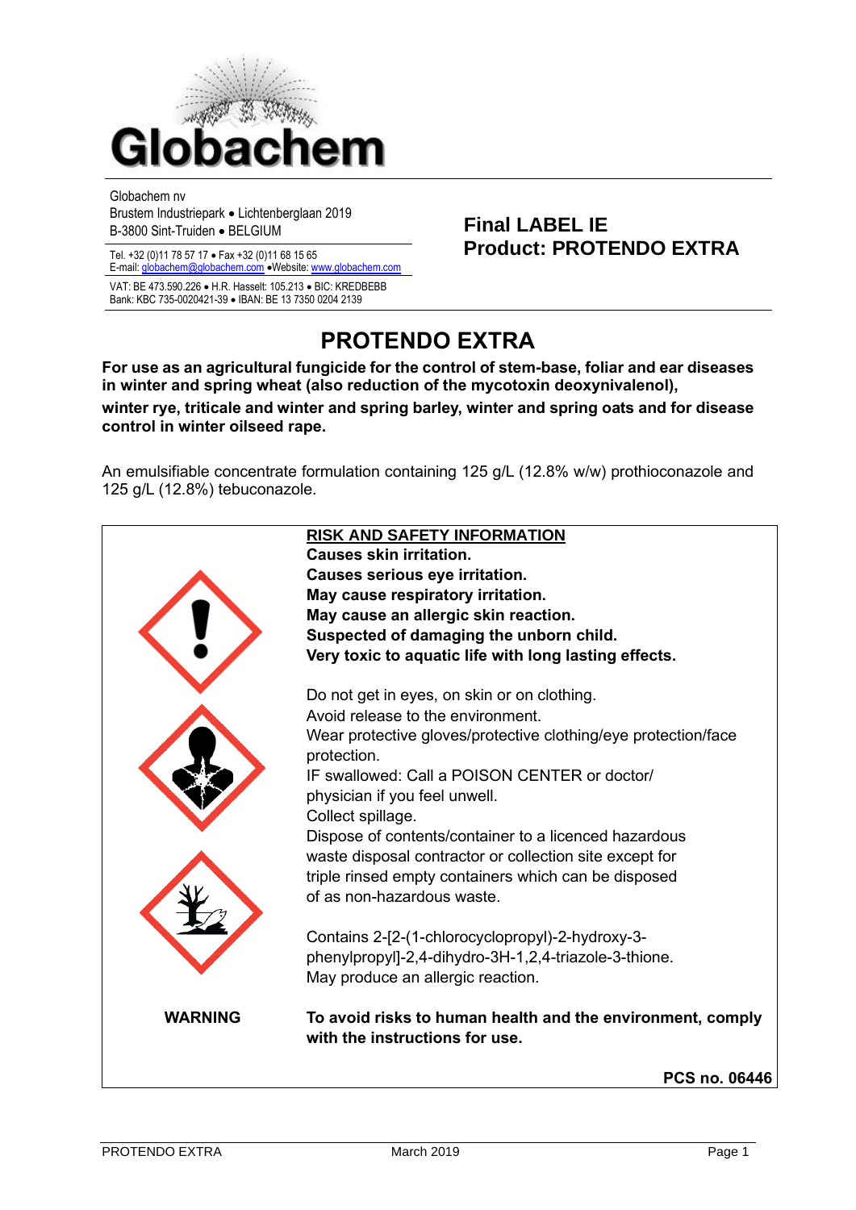Globachem

Globachem nv
Brustem Industriepark • Lichtenberglaan 2019
B-3800 Sint-Truiden • BELGIUM

Tel. +32 (0)11 78 57 17 • Fax +32 (0)11 68 15 65
E-mail: globachem@globachem.com •Website: www.globachem.com

VAT: BE 473.590.226 • H.R. Hasselt: 105.213 • BIC: KREDBEBB
Bank: KBC 735-0020421-39 • IBAN: BE 13 7350 0204 2139

**Final LABEL IE**
**Product: PROTENDO EXTRA**

# PROTENDO EXTRA

**For use as an agricultural fungicide for the control of stem-base, foliar and ear diseases in winter and spring wheat (also reduction of the mycotoxin deoxynivalenol), winter rye, triticale and winter and spring barley, winter and spring oats and for disease control in winter oilseed rape.**

An emulsifiable concentrate formulation containing 125 g/L (12.8% w/w) prothioconazole and 125 g/L (12.8%) tebuconazole.

**RISK AND SAFETY INFORMATION**

**Causes skin irritation.**
**Causes serious eye irritation.**
**May cause respiratory irritation.**
**May cause an allergic skin reaction.**
**Suspected of damaging the unborn child.**
**Very toxic to aquatic life with long lasting effects.**

Do not get in eyes, on skin or on clothing.
Avoid release to the environment.
Wear protective gloves/protective clothing/eye protection/face protection.
IF swallowed: Call a POISON CENTER or doctor/ physician if you feel unwell.
Collect spillage.
Dispose of contents/container to a licenced hazardous waste disposal contractor or collection site except for triple rinsed empty containers which can be disposed of as non-hazardous waste.

Contains 2-[2-(1-chlorocyclopropyl)-2-hydroxy-3-phenylpropyl]-2,4-dihydro-3H-1,2,4-triazole-3-thione.
May produce an allergic reaction.

**WARNING**

**To avoid risks to human health and the environment, comply with the instructions for use.**

**PCS no. 06446**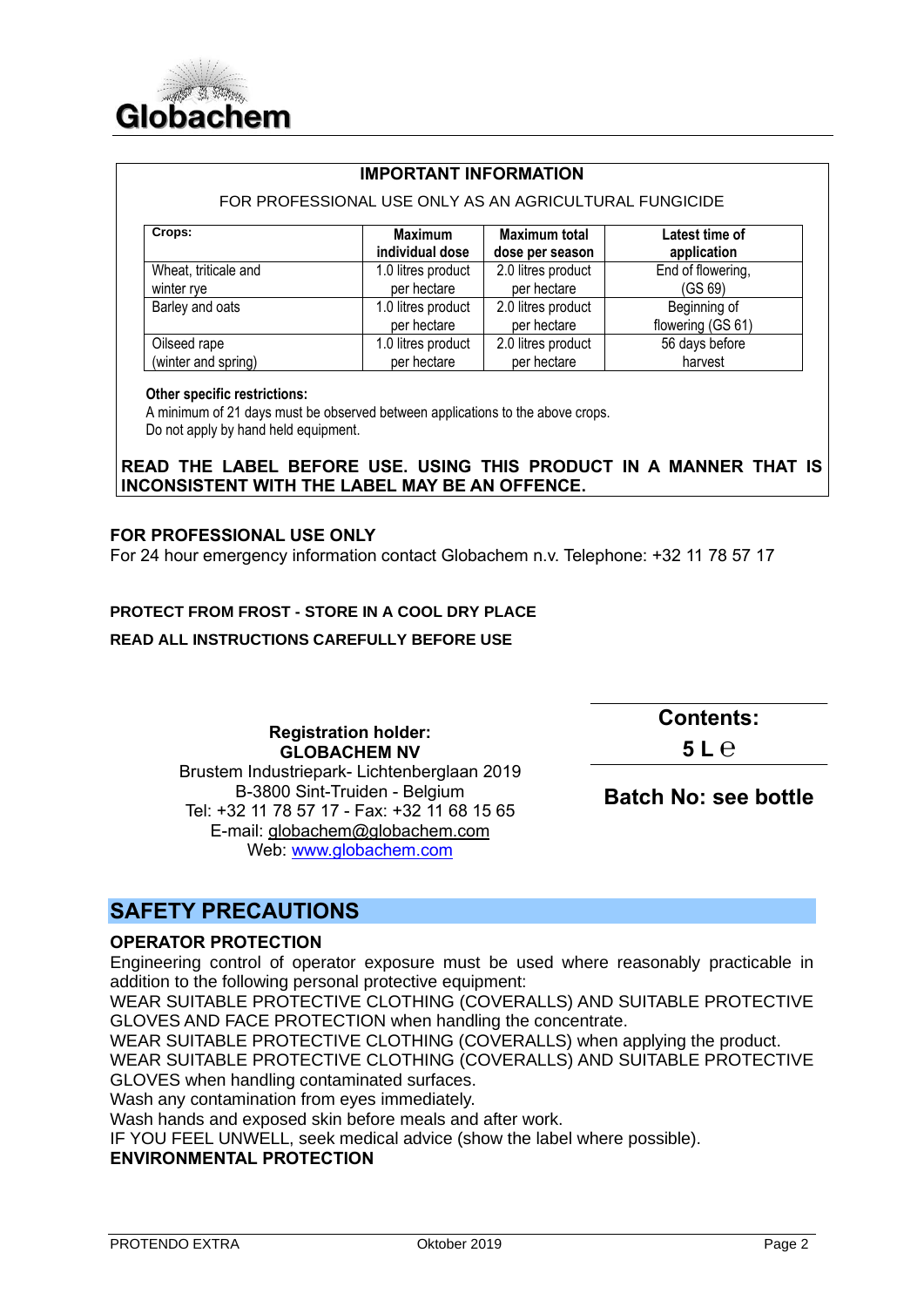Globachem

**IMPORTANT INFORMATION**

FOR PROFESSIONAL USE ONLY AS AN AGRICULTURAL FUNGICIDE

| Crops: | Maximum individual dose | Maximum total dose per season | Latest time of application |
|---|---|---|---|
| Wheat, triticale and winter rye | 1.0 litres product per hectare | 2.0 litres product per hectare | End of flowering, (GS 69) |
| Barley and oats | 1.0 litres product per hectare | 2.0 litres product per hectare | Beginning of flowering (GS 61) |
| Oilseed rape (winter and spring) | 1.0 litres product per hectare | 2.0 litres product per hectare | 56 days before harvest |

**Other specific restrictions:**
A minimum of 21 days must be observed between applications to the above crops.
Do not apply by hand held equipment.

**READ THE LABEL BEFORE USE. USING THIS PRODUCT IN A MANNER THAT IS INCONSISTENT WITH THE LABEL MAY BE AN OFFENCE.**

**FOR PROFESSIONAL USE ONLY**
For 24 hour emergency information contact Globachem n.v. Telephone: +32 11 78 57 17

**PROTECT FROM FROST - STORE IN A COOL DRY PLACE**

**READ ALL INSTRUCTIONS CAREFULLY BEFORE USE**

**Registration holder:**
**GLOBACHEM NV**
Brustem Industriepark- Lichtenberglaan 2019
B-3800 Sint-Truiden - Belgium
Tel: +32 11 78 57 17 - Fax: +32 11 68 15 65
E-mail: globachem@globachem.com
Web: www.globachem.com

**Contents:**
**5 L ℮**

**Batch No: see bottle**

## SAFETY PRECAUTIONS

**OPERATOR PROTECTION**

Engineering control of operator exposure must be used where reasonably practicable in addition to the following personal protective equipment:
WEAR SUITABLE PROTECTIVE CLOTHING (COVERALLS) AND SUITABLE PROTECTIVE GLOVES AND FACE PROTECTION when handling the concentrate.
WEAR SUITABLE PROTECTIVE CLOTHING (COVERALLS) when applying the product.
WEAR SUITABLE PROTECTIVE CLOTHING (COVERALLS) AND SUITABLE PROTECTIVE GLOVES when handling contaminated surfaces.
Wash any contamination from eyes immediately.
Wash hands and exposed skin before meals and after work.
IF YOU FEEL UNWELL, seek medical advice (show the label where possible).

**ENVIRONMENTAL PROTECTION**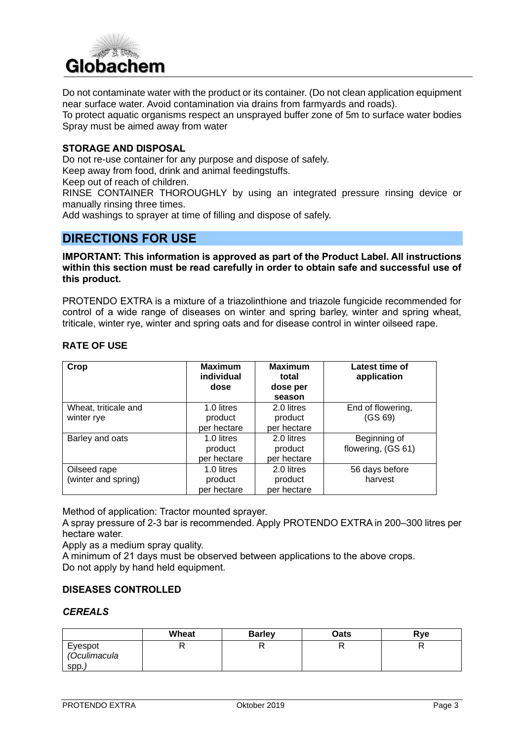Do not contaminate water with the product or its container. (Do not clean application equipment near surface water. Avoid contamination via drains from farmyards and roads).
To protect aquatic organisms respect an unsprayed buffer zone of 5m to surface water bodies
Spray must be aimed away from water

**STORAGE AND DISPOSAL**

Do not re-use container for any purpose and dispose of safely.
Keep away from food, drink and animal feedingstuffs.
Keep out of reach of children.
RINSE CONTAINER THOROUGHLY by using an integrated pressure rinsing device or manually rinsing three times.
Add washings to sprayer at time of filling and dispose of safely.

## DIRECTIONS FOR USE

**IMPORTANT: This information is approved as part of the Product Label. All instructions within this section must be read carefully in order to obtain safe and successful use of this product.**

PROTENDO EXTRA is a mixture of a triazolinthione and triazole fungicide recommended for control of a wide range of diseases on winter and spring barley, winter and spring wheat, triticale, winter rye, winter and spring oats and for disease control in winter oilseed rape.

**RATE OF USE**

| Crop | Maximum individual dose | Maximum total dose per season | Latest time of application |
|---|---|---|---|
| Wheat, triticale and winter rye | 1.0 litres product per hectare | 2.0 litres product per hectare | End of flowering, (GS 69) |
| Barley and oats | 1.0 litres product per hectare | 2.0 litres product per hectare | Beginning of flowering, (GS 61) |
| Oilseed rape (winter and spring) | 1.0 litres product per hectare | 2.0 litres product per hectare | 56 days before harvest |

Method of application: Tractor mounted sprayer.
A spray pressure of 2-3 bar is recommended. Apply PROTENDO EXTRA in 200–300 litres per hectare water.
Apply as a medium spray quality.
A minimum of 21 days must be observed between applications to the above crops.
Do not apply by hand held equipment.

**DISEASES CONTROLLED**

***CEREALS***

| | Wheat | Barley | Oats | Rye |
|---|---|---|---|---|
| Eyespot *(Oculimacula* spp.*)* | R | R | R | R |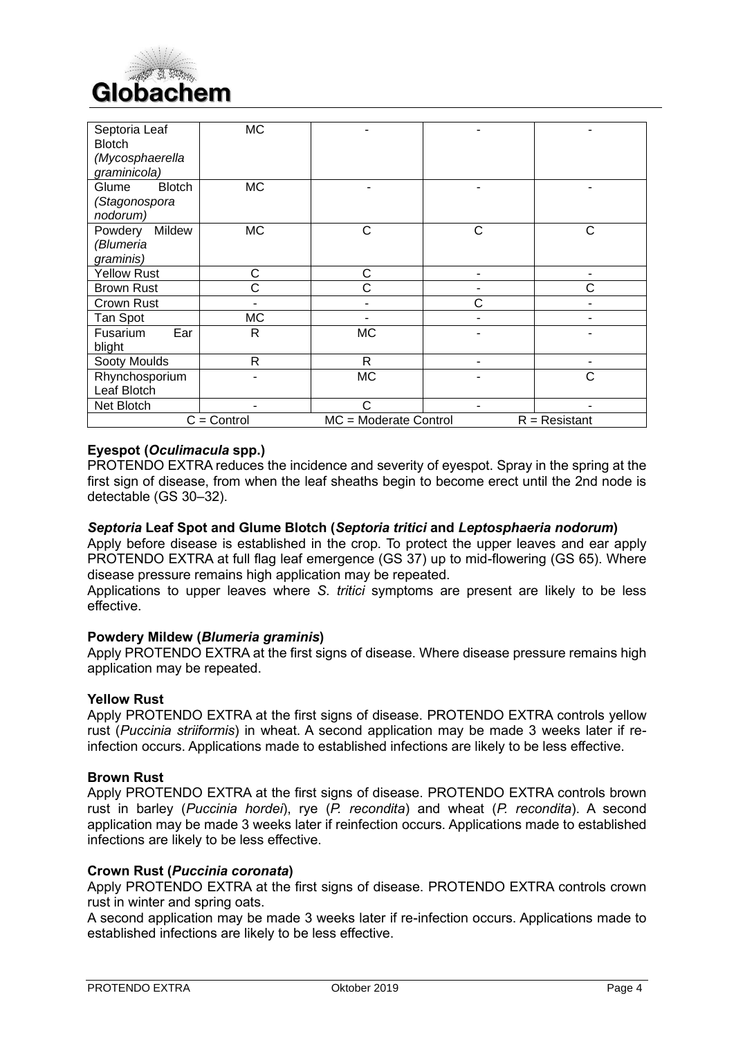| Septoria Leaf Blotch *(Mycosphaerella graminicola)* | MC | - | - | - |
|---|---|---|---|---|
| Glume Blotch *(Stagonospora nodorum)* | MC | - | - | - |
| Powdery Mildew *(Blumeria graminis)* | MC | C | C | C |
| Yellow Rust | C | C | - | - |
| Brown Rust | C | C | - | C |
| Crown Rust | - | - | C | - |
| Tan Spot | MC | - | - | - |
| Fusarium Ear blight | R | MC | - | - |
| Sooty Moulds | R | R | - | - |
| Rhynchosporium Leaf Blotch | - | MC | - | C |
| Net Blotch | - | C | - | - |
| C = Control | | MC = Moderate Control | | R = Resistant |

**Eyespot (*Oculimacula* spp.)**

PROTENDO EXTRA reduces the incidence and severity of eyespot. Spray in the spring at the first sign of disease, from when the leaf sheaths begin to become erect until the 2nd node is detectable (GS 30–32).

***Septoria* Leaf Spot and Glume Blotch (*Septoria tritici* and *Leptosphaeria nodorum*)**

Apply before disease is established in the crop. To protect the upper leaves and ear apply PROTENDO EXTRA at full flag leaf emergence (GS 37) up to mid-flowering (GS 65). Where disease pressure remains high application may be repeated.

Applications to upper leaves where *S. tritici* symptoms are present are likely to be less effective.

**Powdery Mildew (*Blumeria graminis*)**

Apply PROTENDO EXTRA at the first signs of disease. Where disease pressure remains high application may be repeated.

**Yellow Rust**

Apply PROTENDO EXTRA at the first signs of disease. PROTENDO EXTRA controls yellow rust (*Puccinia striiformis*) in wheat. A second application may be made 3 weeks later if re-infection occurs. Applications made to established infections are likely to be less effective.

**Brown Rust**

Apply PROTENDO EXTRA at the first signs of disease. PROTENDO EXTRA controls brown rust in barley (*Puccinia hordei*), rye (*P. recondita*) and wheat (*P. recondita*). A second application may be made 3 weeks later if reinfection occurs. Applications made to established infections are likely to be less effective.

**Crown Rust (*Puccinia coronata*)**

Apply PROTENDO EXTRA at the first signs of disease. PROTENDO EXTRA controls crown rust in winter and spring oats.

A second application may be made 3 weeks later if re-infection occurs. Applications made to established infections are likely to be less effective.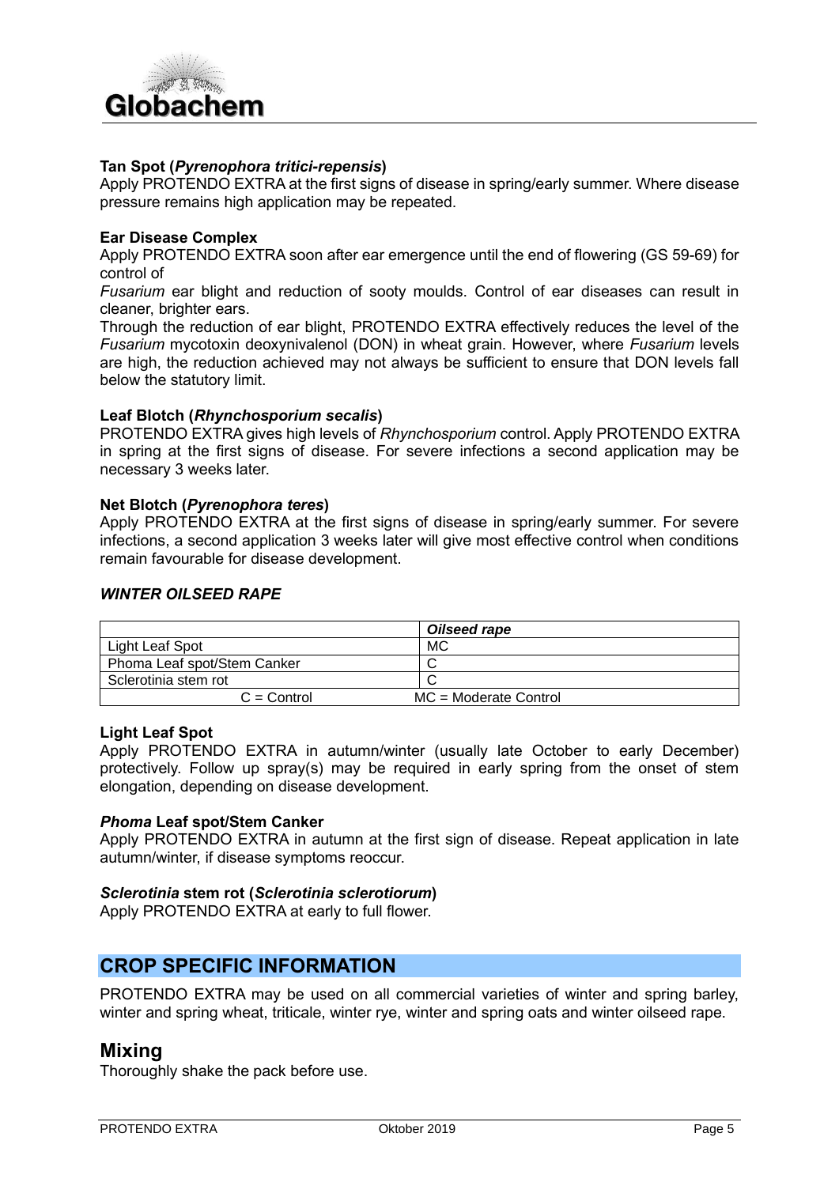**Tan Spot (*Pyrenophora tritici-repensis*)**
Apply PROTENDO EXTRA at the first signs of disease in spring/early summer. Where disease pressure remains high application may be repeated.

**Ear Disease Complex**
Apply PROTENDO EXTRA soon after ear emergence until the end of flowering (GS 59-69) for control of
*Fusarium* ear blight and reduction of sooty moulds. Control of ear diseases can result in cleaner, brighter ears.
Through the reduction of ear blight, PROTENDO EXTRA effectively reduces the level of the *Fusarium* mycotoxin deoxynivalenol (DON) in wheat grain. However, where *Fusarium* levels are high, the reduction achieved may not always be sufficient to ensure that DON levels fall below the statutory limit.

**Leaf Blotch (*Rhynchosporium secalis*)**
PROTENDO EXTRA gives high levels of *Rhynchosporium* control. Apply PROTENDO EXTRA in spring at the first signs of disease. For severe infections a second application may be necessary 3 weeks later.

**Net Blotch (*Pyrenophora teres*)**
Apply PROTENDO EXTRA at the first signs of disease in spring/early summer. For severe infections, a second application 3 weeks later will give most effective control when conditions remain favourable for disease development.

***WINTER OILSEED RAPE***

| | ***Oilseed rape*** |
|---|---|
| Light Leaf Spot | MC |
| Phoma Leaf spot/Stem Canker | C |
| Sclerotinia stem rot | C |
| C = Control | MC = Moderate Control |

**Light Leaf Spot**
Apply PROTENDO EXTRA in autumn/winter (usually late October to early December) protectively. Follow up spray(s) may be required in early spring from the onset of stem elongation, depending on disease development.

***Phoma* Leaf spot/Stem Canker**
Apply PROTENDO EXTRA in autumn at the first sign of disease. Repeat application in late autumn/winter, if disease symptoms reoccur.

***Sclerotinia* stem rot (*Sclerotinia sclerotiorum*)**
Apply PROTENDO EXTRA at early to full flower.

## CROP SPECIFIC INFORMATION

PROTENDO EXTRA may be used on all commercial varieties of winter and spring barley, winter and spring wheat, triticale, winter rye, winter and spring oats and winter oilseed rape.

## Mixing

Thoroughly shake the pack before use.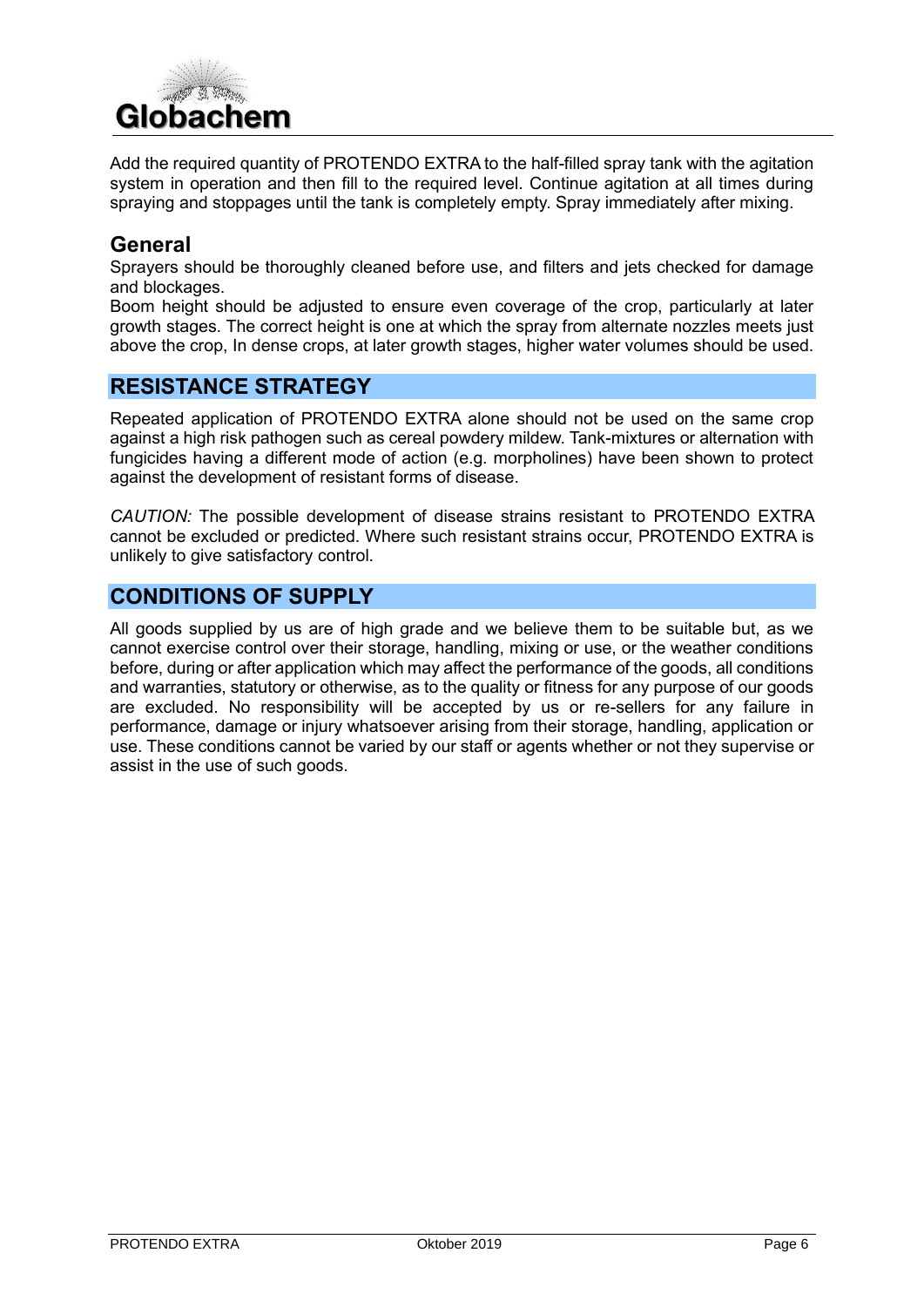Add the required quantity of PROTENDO EXTRA to the half-filled spray tank with the agitation system in operation and then fill to the required level. Continue agitation at all times during spraying and stoppages until the tank is completely empty. Spray immediately after mixing.

### General

Sprayers should be thoroughly cleaned before use, and filters and jets checked for damage and blockages.
Boom height should be adjusted to ensure even coverage of the crop, particularly at later growth stages. The correct height is one at which the spray from alternate nozzles meets just above the crop, In dense crops, at later growth stages, higher water volumes should be used.

## RESISTANCE STRATEGY

Repeated application of PROTENDO EXTRA alone should not be used on the same crop against a high risk pathogen such as cereal powdery mildew. Tank-mixtures or alternation with fungicides having a different mode of action (e.g. morpholines) have been shown to protect against the development of resistant forms of disease.

*CAUTION:* The possible development of disease strains resistant to PROTENDO EXTRA cannot be excluded or predicted. Where such resistant strains occur, PROTENDO EXTRA is unlikely to give satisfactory control.

## CONDITIONS OF SUPPLY

All goods supplied by us are of high grade and we believe them to be suitable but, as we cannot exercise control over their storage, handling, mixing or use, or the weather conditions before, during or after application which may affect the performance of the goods, all conditions and warranties, statutory or otherwise, as to the quality or fitness for any purpose of our goods are excluded. No responsibility will be accepted by us or re-sellers for any failure in performance, damage or injury whatsoever arising from their storage, handling, application or use. These conditions cannot be varied by our staff or agents whether or not they supervise or assist in the use of such goods.